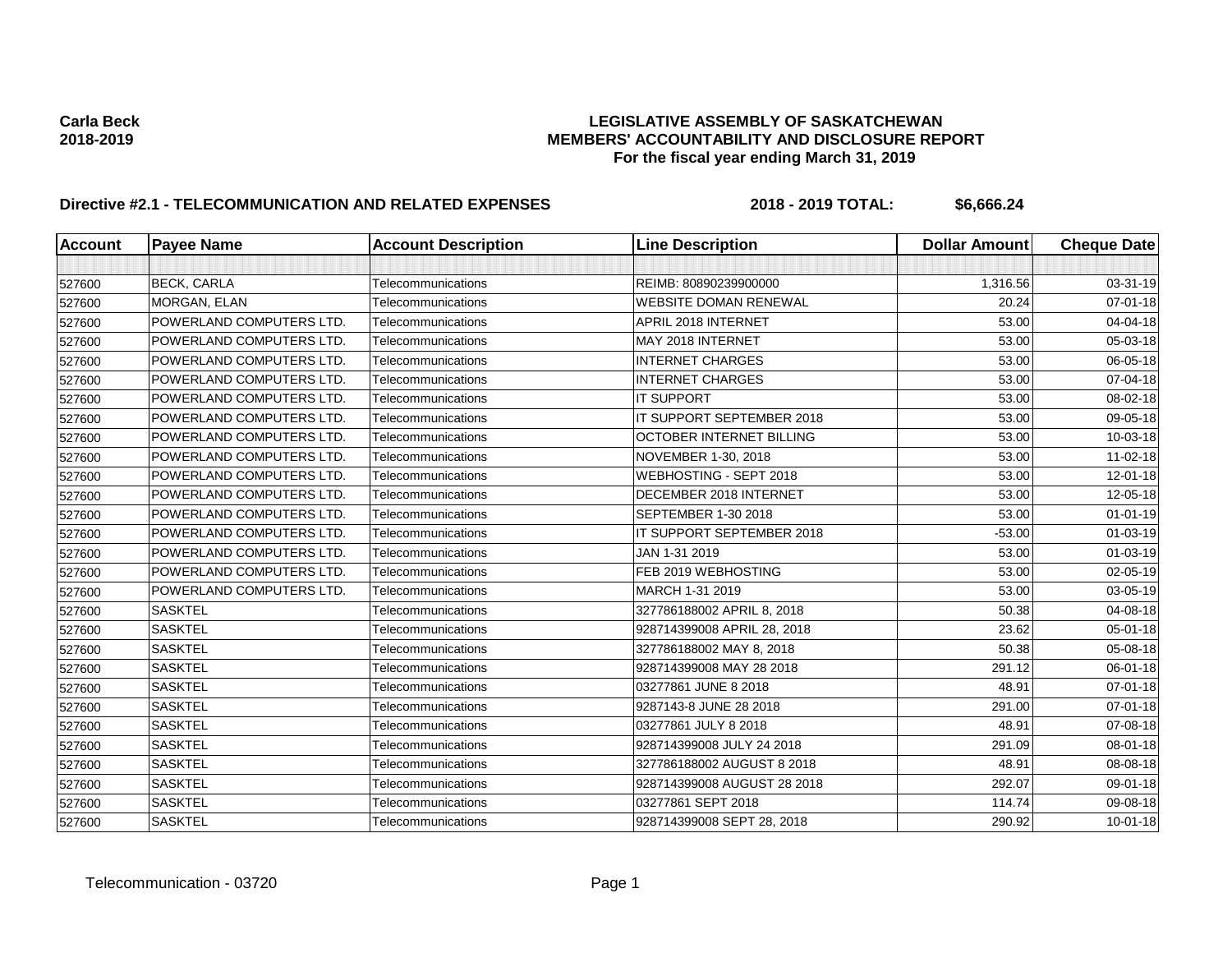**Carla Beck**
**2018-2019**

**LEGISLATIVE ASSEMBLY OF SASKATCHEWAN**
**MEMBERS' ACCOUNTABILITY AND DISCLOSURE REPORT**
**For the fiscal year ending March 31, 2019**

**Directive #2.1 - TELECOMMUNICATION AND RELATED EXPENSES** **2018 - 2019 TOTAL: $6,666.24**

| Account | Payee Name | Account Description | Line Description | Dollar Amount | Cheque Date |
|---|---|---|---|---|---|
| | | | | | |
| 527600 | BECK, CARLA | Telecommunications | REIMB: 80890239900000 | 1,316.56 | 03-31-19 |
| 527600 | MORGAN, ELAN | Telecommunications | WEBSITE DOMAN RENEWAL | 20.24 | 07-01-18 |
| 527600 | POWERLAND COMPUTERS LTD. | Telecommunications | APRIL 2018 INTERNET | 53.00 | 04-04-18 |
| 527600 | POWERLAND COMPUTERS LTD. | Telecommunications | MAY 2018 INTERNET | 53.00 | 05-03-18 |
| 527600 | POWERLAND COMPUTERS LTD. | Telecommunications | INTERNET CHARGES | 53.00 | 06-05-18 |
| 527600 | POWERLAND COMPUTERS LTD. | Telecommunications | INTERNET CHARGES | 53.00 | 07-04-18 |
| 527600 | POWERLAND COMPUTERS LTD. | Telecommunications | IT SUPPORT | 53.00 | 08-02-18 |
| 527600 | POWERLAND COMPUTERS LTD. | Telecommunications | IT SUPPORT SEPTEMBER 2018 | 53.00 | 09-05-18 |
| 527600 | POWERLAND COMPUTERS LTD. | Telecommunications | OCTOBER INTERNET BILLING | 53.00 | 10-03-18 |
| 527600 | POWERLAND COMPUTERS LTD. | Telecommunications | NOVEMBER 1-30, 2018 | 53.00 | 11-02-18 |
| 527600 | POWERLAND COMPUTERS LTD. | Telecommunications | WEBHOSTING - SEPT 2018 | 53.00 | 12-01-18 |
| 527600 | POWERLAND COMPUTERS LTD. | Telecommunications | DECEMBER 2018 INTERNET | 53.00 | 12-05-18 |
| 527600 | POWERLAND COMPUTERS LTD. | Telecommunications | SEPTEMBER 1-30 2018 | 53.00 | 01-01-19 |
| 527600 | POWERLAND COMPUTERS LTD. | Telecommunications | IT SUPPORT SEPTEMBER 2018 | -53.00 | 01-03-19 |
| 527600 | POWERLAND COMPUTERS LTD. | Telecommunications | JAN 1-31 2019 | 53.00 | 01-03-19 |
| 527600 | POWERLAND COMPUTERS LTD. | Telecommunications | FEB 2019 WEBHOSTING | 53.00 | 02-05-19 |
| 527600 | POWERLAND COMPUTERS LTD. | Telecommunications | MARCH 1-31 2019 | 53.00 | 03-05-19 |
| 527600 | SASKTEL | Telecommunications | 327786188002 APRIL 8, 2018 | 50.38 | 04-08-18 |
| 527600 | SASKTEL | Telecommunications | 928714399008 APRIL 28, 2018 | 23.62 | 05-01-18 |
| 527600 | SASKTEL | Telecommunications | 327786188002 MAY 8, 2018 | 50.38 | 05-08-18 |
| 527600 | SASKTEL | Telecommunications | 928714399008 MAY 28 2018 | 291.12 | 06-01-18 |
| 527600 | SASKTEL | Telecommunications | 03277861 JUNE 8 2018 | 48.91 | 07-01-18 |
| 527600 | SASKTEL | Telecommunications | 9287143-8 JUNE 28 2018 | 291.00 | 07-01-18 |
| 527600 | SASKTEL | Telecommunications | 03277861 JULY 8 2018 | 48.91 | 07-08-18 |
| 527600 | SASKTEL | Telecommunications | 928714399008 JULY 24 2018 | 291.09 | 08-01-18 |
| 527600 | SASKTEL | Telecommunications | 327786188002 AUGUST 8 2018 | 48.91 | 08-08-18 |
| 527600 | SASKTEL | Telecommunications | 928714399008 AUGUST 28 2018 | 292.07 | 09-01-18 |
| 527600 | SASKTEL | Telecommunications | 03277861 SEPT 2018 | 114.74 | 09-08-18 |
| 527600 | SASKTEL | Telecommunications | 928714399008 SEPT 28, 2018 | 290.92 | 10-01-18 |

Telecommunication - 03720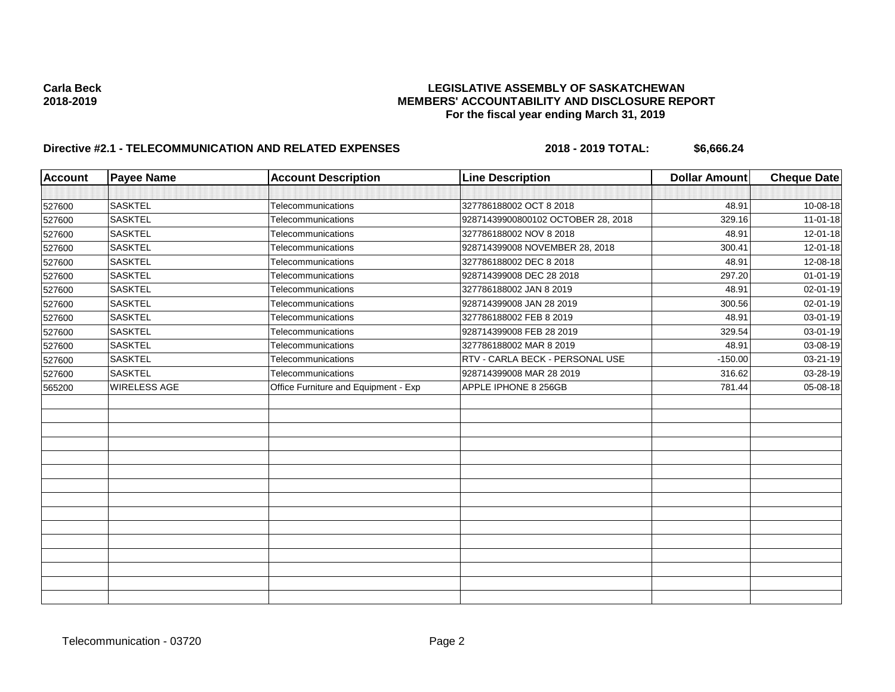**Carla Beck**
**2018-2019**

**LEGISLATIVE ASSEMBLY OF SASKATCHEWAN**
**MEMBERS' ACCOUNTABILITY AND DISCLOSURE REPORT**
**For the fiscal year ending March 31, 2019**

**Directive #2.1 - TELECOMMUNICATION AND RELATED EXPENSES** **2018 - 2019 TOTAL: $6,666.24**

| Account | Payee Name | Account Description | Line Description | Dollar Amount | Cheque Date |
|---|---|---|---|---|---|
| | | | | | |
| 527600 | SASKTEL | Telecommunications | 327786188002 OCT 8 2018 | 48.91 | 10-08-18 |
| 527600 | SASKTEL | Telecommunications | 92871439900800102 OCTOBER 28, 2018 | 329.16 | 11-01-18 |
| 527600 | SASKTEL | Telecommunications | 327786188002 NOV 8 2018 | 48.91 | 12-01-18 |
| 527600 | SASKTEL | Telecommunications | 928714399008 NOVEMBER 28, 2018 | 300.41 | 12-01-18 |
| 527600 | SASKTEL | Telecommunications | 327786188002 DEC 8 2018 | 48.91 | 12-08-18 |
| 527600 | SASKTEL | Telecommunications | 928714399008 DEC 28 2018 | 297.20 | 01-01-19 |
| 527600 | SASKTEL | Telecommunications | 327786188002 JAN 8 2019 | 48.91 | 02-01-19 |
| 527600 | SASKTEL | Telecommunications | 928714399008 JAN 28 2019 | 300.56 | 02-01-19 |
| 527600 | SASKTEL | Telecommunications | 327786188002 FEB 8 2019 | 48.91 | 03-01-19 |
| 527600 | SASKTEL | Telecommunications | 928714399008 FEB 28 2019 | 329.54 | 03-01-19 |
| 527600 | SASKTEL | Telecommunications | 327786188002 MAR 8 2019 | 48.91 | 03-08-19 |
| 527600 | SASKTEL | Telecommunications | RTV - CARLA BECK - PERSONAL USE | -150.00 | 03-21-19 |
| 527600 | SASKTEL | Telecommunications | 928714399008 MAR 28 2019 | 316.62 | 03-28-19 |
| 565200 | WIRELESS AGE | Office Furniture and Equipment - Exp | APPLE IPHONE 8 256GB | 781.44 | 05-08-18 |

Telecommunication - 03720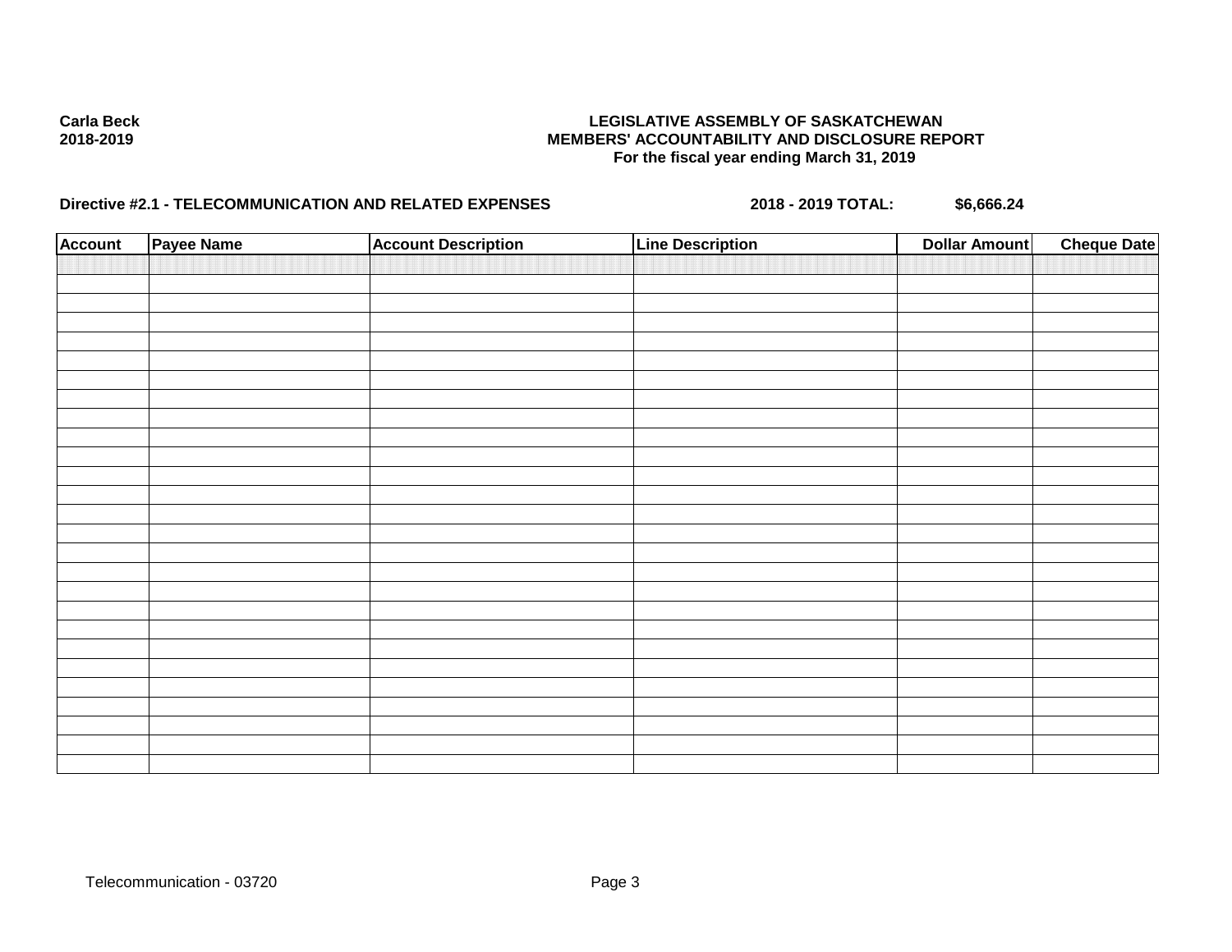**Carla Beck**
**2018-2019**

**LEGISLATIVE ASSEMBLY OF SASKATCHEWAN**
**MEMBERS' ACCOUNTABILITY AND DISCLOSURE REPORT**
**For the fiscal year ending March 31, 2019**

**Directive #2.1 - TELECOMMUNICATION AND RELATED EXPENSES** **2018 - 2019 TOTAL: $6,666.24**

| Account | Payee Name | Account Description | Line Description | Dollar Amount | Cheque Date |
|---|---|---|---|---|---|
| | | | | | |

Telecommunication - 03720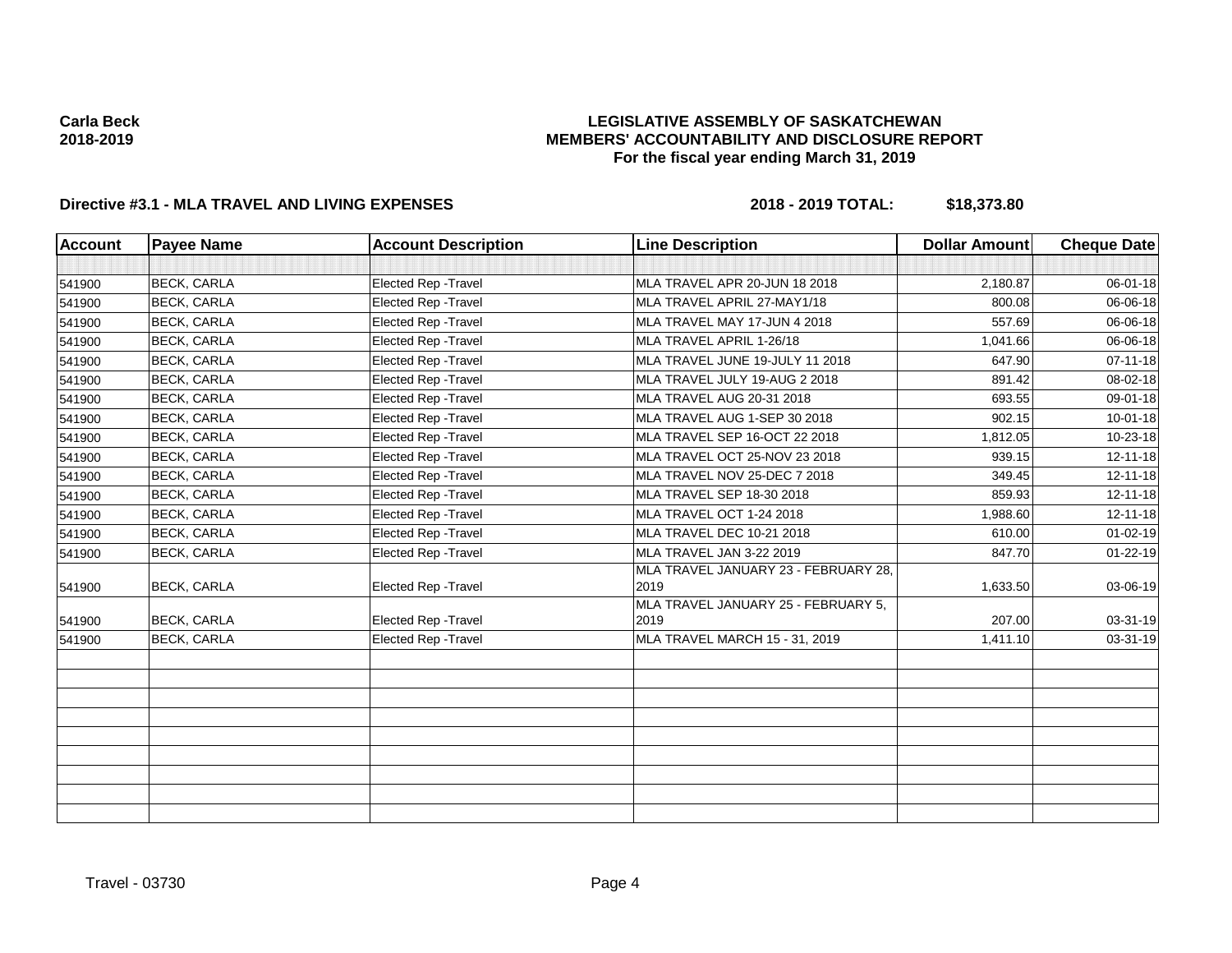Carla Beck
2018-2019

**LEGISLATIVE ASSEMBLY OF SASKATCHEWAN**
**MEMBERS' ACCOUNTABILITY AND DISCLOSURE REPORT**
**For the fiscal year ending March 31, 2019**

**Directive #3.1 - MLA TRAVEL AND LIVING EXPENSES** **2018 - 2019 TOTAL: $18,373.80**

| Account | Payee Name | Account Description | Line Description | Dollar Amount | Cheque Date |
|---|---|---|---|---|---|
| | | | | | |
| 541900 | BECK, CARLA | Elected Rep -Travel | MLA TRAVEL APR 20-JUN 18 2018 | 2,180.87 | 06-01-18 |
| 541900 | BECK, CARLA | Elected Rep -Travel | MLA TRAVEL APRIL 27-MAY1/18 | 800.08 | 06-06-18 |
| 541900 | BECK, CARLA | Elected Rep -Travel | MLA TRAVEL MAY 17-JUN 4 2018 | 557.69 | 06-06-18 |
| 541900 | BECK, CARLA | Elected Rep -Travel | MLA TRAVEL APRIL 1-26/18 | 1,041.66 | 06-06-18 |
| 541900 | BECK, CARLA | Elected Rep -Travel | MLA TRAVEL JUNE 19-JULY 11 2018 | 647.90 | 07-11-18 |
| 541900 | BECK, CARLA | Elected Rep -Travel | MLA TRAVEL JULY 19-AUG 2 2018 | 891.42 | 08-02-18 |
| 541900 | BECK, CARLA | Elected Rep -Travel | MLA TRAVEL AUG 20-31 2018 | 693.55 | 09-01-18 |
| 541900 | BECK, CARLA | Elected Rep -Travel | MLA TRAVEL AUG 1-SEP 30 2018 | 902.15 | 10-01-18 |
| 541900 | BECK, CARLA | Elected Rep -Travel | MLA TRAVEL SEP 16-OCT 22 2018 | 1,812.05 | 10-23-18 |
| 541900 | BECK, CARLA | Elected Rep -Travel | MLA TRAVEL OCT 25-NOV 23 2018 | 939.15 | 12-11-18 |
| 541900 | BECK, CARLA | Elected Rep -Travel | MLA TRAVEL NOV 25-DEC 7 2018 | 349.45 | 12-11-18 |
| 541900 | BECK, CARLA | Elected Rep -Travel | MLA TRAVEL SEP 18-30 2018 | 859.93 | 12-11-18 |
| 541900 | BECK, CARLA | Elected Rep -Travel | MLA TRAVEL OCT 1-24 2018 | 1,988.60 | 12-11-18 |
| 541900 | BECK, CARLA | Elected Rep -Travel | MLA TRAVEL DEC 10-21 2018 | 610.00 | 01-02-19 |
| 541900 | BECK, CARLA | Elected Rep -Travel | MLA TRAVEL JAN 3-22 2019 | 847.70 | 01-22-19 |
| 541900 | BECK, CARLA | Elected Rep -Travel | MLA TRAVEL JANUARY 23 - FEBRUARY 28, 2019 | 1,633.50 | 03-06-19 |
| 541900 | BECK, CARLA | Elected Rep -Travel | MLA TRAVEL JANUARY 25 - FEBRUARY 5, 2019 | 207.00 | 03-31-19 |
| 541900 | BECK, CARLA | Elected Rep -Travel | MLA TRAVEL MARCH 15 - 31, 2019 | 1,411.10 | 03-31-19 |
| | | | | | |
| | | | | | |
| | | | | | |
| | | | | | |
| | | | | | |
| | | | | | |
| | | | | | |
| | | | | | |
| | | | | | |

Travel - 03730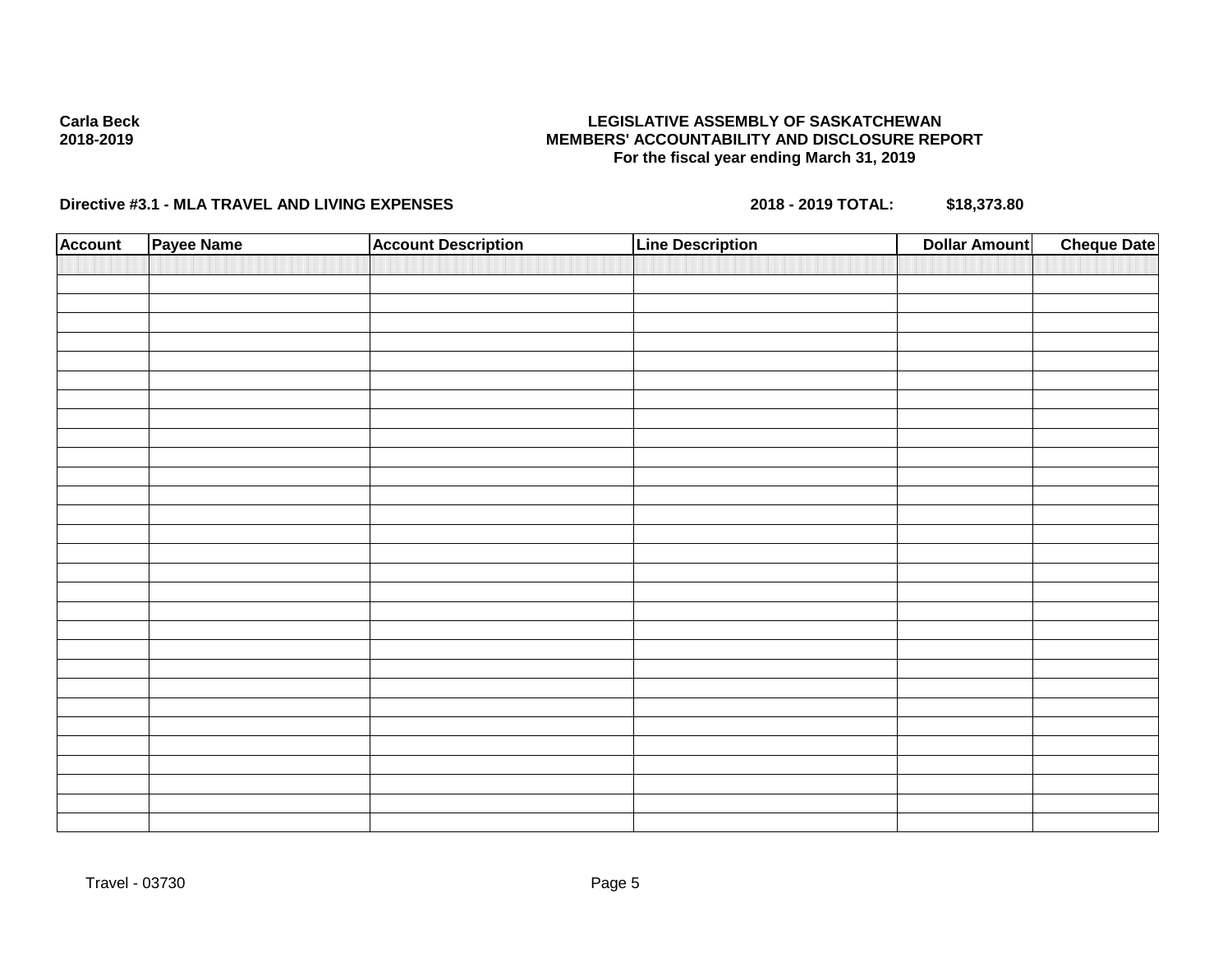Carla Beck
2018-2019

**LEGISLATIVE ASSEMBLY OF SASKATCHEWAN**
**MEMBERS' ACCOUNTABILITY AND DISCLOSURE REPORT**
**For the fiscal year ending March 31, 2019**

**Directive #3.1 - MLA TRAVEL AND LIVING EXPENSES** **2018 - 2019 TOTAL: $18,373.80**

| Account | Payee Name | Account Description | Line Description | Dollar Amount | Cheque Date |
|---|---|---|---|---|---|
| | | | | | |

Travel - 03730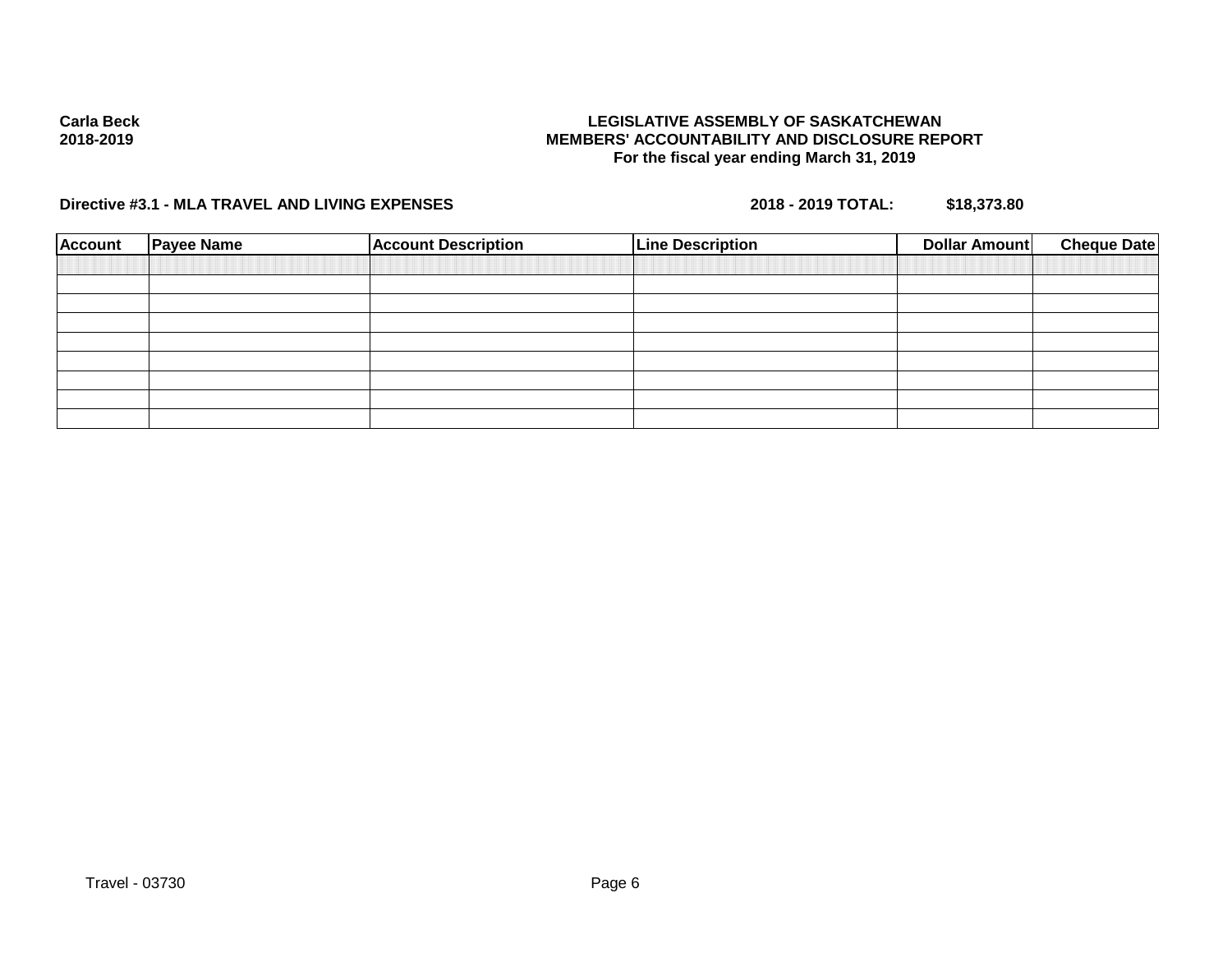Carla Beck
2018-2019

**LEGISLATIVE ASSEMBLY OF SASKATCHEWAN**
**MEMBERS' ACCOUNTABILITY AND DISCLOSURE REPORT**
**For the fiscal year ending March 31, 2019**

**Directive #3.1 - MLA TRAVEL AND LIVING EXPENSES** **2018 - 2019 TOTAL: $18,373.80**

| Account | Payee Name | Account Description | Line Description | Dollar Amount | Cheque Date |
|---|---|---|---|---|---|
| | | | | | |
| | | | | | |
| | | | | | |
| | | | | | |
| | | | | | |
| | | | | | |
| | | | | | |
| | | | | | |

Travel - 03730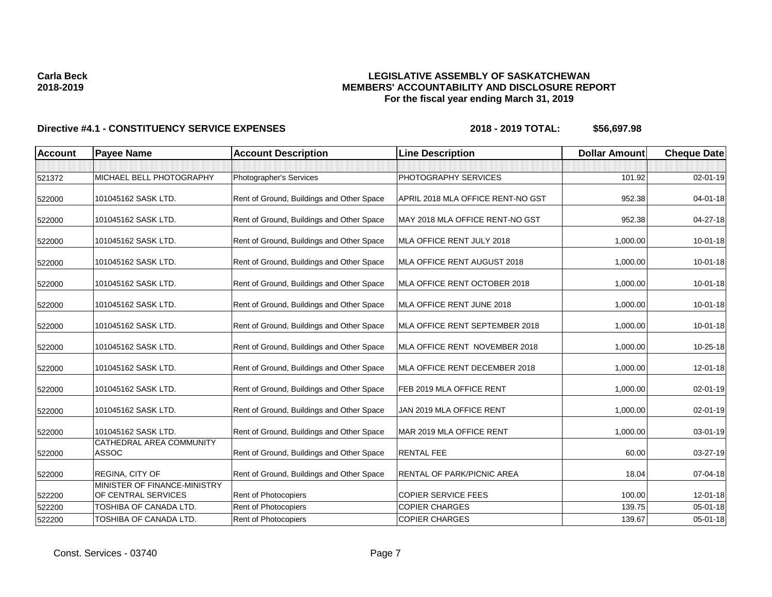Carla Beck
2018-2019

**LEGISLATIVE ASSEMBLY OF SASKATCHEWAN**
**MEMBERS' ACCOUNTABILITY AND DISCLOSURE REPORT**
**For the fiscal year ending March 31, 2019**

**Directive #4.1 - CONSTITUENCY SERVICE EXPENSES** **2018 - 2019 TOTAL: $56,697.98**

| Account | Payee Name | Account Description | Line Description | Dollar Amount | Cheque Date |
|---|---|---|---|---|---|
| | | | | | |
| 521372 | MICHAEL BELL PHOTOGRAPHY | Photographer's Services | PHOTOGRAPHY SERVICES | 101.92 | 02-01-19 |
| 522000 | 101045162 SASK LTD. | Rent of Ground, Buildings and Other Space | APRIL 2018 MLA OFFICE RENT-NO GST | 952.38 | 04-01-18 |
| 522000 | 101045162 SASK LTD. | Rent of Ground, Buildings and Other Space | MAY 2018 MLA OFFICE RENT-NO GST | 952.38 | 04-27-18 |
| 522000 | 101045162 SASK LTD. | Rent of Ground, Buildings and Other Space | MLA OFFICE RENT JULY 2018 | 1,000.00 | 10-01-18 |
| 522000 | 101045162 SASK LTD. | Rent of Ground, Buildings and Other Space | MLA OFFICE RENT AUGUST 2018 | 1,000.00 | 10-01-18 |
| 522000 | 101045162 SASK LTD. | Rent of Ground, Buildings and Other Space | MLA OFFICE RENT OCTOBER 2018 | 1,000.00 | 10-01-18 |
| 522000 | 101045162 SASK LTD. | Rent of Ground, Buildings and Other Space | MLA OFFICE RENT JUNE 2018 | 1,000.00 | 10-01-18 |
| 522000 | 101045162 SASK LTD. | Rent of Ground, Buildings and Other Space | MLA OFFICE RENT SEPTEMBER 2018 | 1,000.00 | 10-01-18 |
| 522000 | 101045162 SASK LTD. | Rent of Ground, Buildings and Other Space | MLA OFFICE RENT NOVEMBER 2018 | 1,000.00 | 10-25-18 |
| 522000 | 101045162 SASK LTD. | Rent of Ground, Buildings and Other Space | MLA OFFICE RENT DECEMBER 2018 | 1,000.00 | 12-01-18 |
| 522000 | 101045162 SASK LTD. | Rent of Ground, Buildings and Other Space | FEB 2019 MLA OFFICE RENT | 1,000.00 | 02-01-19 |
| 522000 | 101045162 SASK LTD. | Rent of Ground, Buildings and Other Space | JAN 2019 MLA OFFICE RENT | 1,000.00 | 02-01-19 |
| 522000 | 101045162 SASK LTD. | Rent of Ground, Buildings and Other Space | MAR 2019 MLA OFFICE RENT | 1,000.00 | 03-01-19 |
| 522000 | CATHEDRAL AREA COMMUNITY ASSOC | Rent of Ground, Buildings and Other Space | RENTAL FEE | 60.00 | 03-27-19 |
| 522000 | REGINA, CITY OF | Rent of Ground, Buildings and Other Space | RENTAL OF PARK/PICNIC AREA | 18.04 | 07-04-18 |
| 522200 | MINISTER OF FINANCE-MINISTRY OF CENTRAL SERVICES | Rent of Photocopiers | COPIER SERVICE FEES | 100.00 | 12-01-18 |
| 522200 | TOSHIBA OF CANADA LTD. | Rent of Photocopiers | COPIER CHARGES | 139.75 | 05-01-18 |
| 522200 | TOSHIBA OF CANADA LTD. | Rent of Photocopiers | COPIER CHARGES | 139.67 | 05-01-18 |

Const. Services - 03740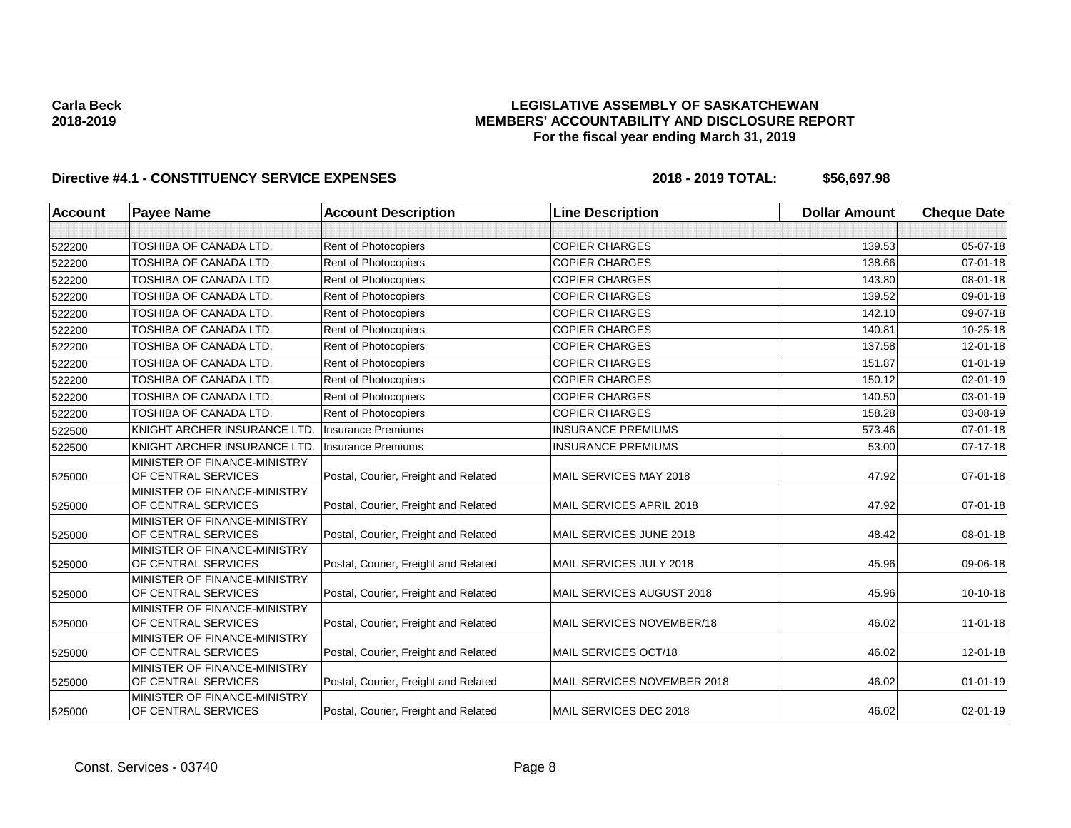**Carla Beck**
**2018-2019**

# LEGISLATIVE ASSEMBLY OF SASKATCHEWAN
## MEMBERS' ACCOUNTABILITY AND DISCLOSURE REPORT
### For the fiscal year ending March 31, 2019

**Directive #4.1 - CONSTITUENCY SERVICE EXPENSES** **2018 - 2019 TOTAL: $56,697.98**

| Account | Payee Name | Account Description | Line Description | Dollar Amount | Cheque Date |
|---|---|---|---|---|---|
| | | | | | |
| 522200 | TOSHIBA OF CANADA LTD. | Rent of Photocopiers | COPIER CHARGES | 139.53 | 05-07-18 |
| 522200 | TOSHIBA OF CANADA LTD. | Rent of Photocopiers | COPIER CHARGES | 138.66 | 07-01-18 |
| 522200 | TOSHIBA OF CANADA LTD. | Rent of Photocopiers | COPIER CHARGES | 143.80 | 08-01-18 |
| 522200 | TOSHIBA OF CANADA LTD. | Rent of Photocopiers | COPIER CHARGES | 139.52 | 09-01-18 |
| 522200 | TOSHIBA OF CANADA LTD. | Rent of Photocopiers | COPIER CHARGES | 142.10 | 09-07-18 |
| 522200 | TOSHIBA OF CANADA LTD. | Rent of Photocopiers | COPIER CHARGES | 140.81 | 10-25-18 |
| 522200 | TOSHIBA OF CANADA LTD. | Rent of Photocopiers | COPIER CHARGES | 137.58 | 12-01-18 |
| 522200 | TOSHIBA OF CANADA LTD. | Rent of Photocopiers | COPIER CHARGES | 151.87 | 01-01-19 |
| 522200 | TOSHIBA OF CANADA LTD. | Rent of Photocopiers | COPIER CHARGES | 150.12 | 02-01-19 |
| 522200 | TOSHIBA OF CANADA LTD. | Rent of Photocopiers | COPIER CHARGES | 140.50 | 03-01-19 |
| 522200 | TOSHIBA OF CANADA LTD. | Rent of Photocopiers | COPIER CHARGES | 158.28 | 03-08-19 |
| 522500 | KNIGHT ARCHER INSURANCE LTD. | Insurance Premiums | INSURANCE PREMIUMS | 573.46 | 07-01-18 |
| 522500 | KNIGHT ARCHER INSURANCE LTD. | Insurance Premiums | INSURANCE PREMIUMS | 53.00 | 07-17-18 |
| 525000 | MINISTER OF FINANCE-MINISTRY OF CENTRAL SERVICES | Postal, Courier, Freight and Related | MAIL SERVICES MAY 2018 | 47.92 | 07-01-18 |
| 525000 | MINISTER OF FINANCE-MINISTRY OF CENTRAL SERVICES | Postal, Courier, Freight and Related | MAIL SERVICES APRIL 2018 | 47.92 | 07-01-18 |
| 525000 | MINISTER OF FINANCE-MINISTRY OF CENTRAL SERVICES | Postal, Courier, Freight and Related | MAIL SERVICES JUNE 2018 | 48.42 | 08-01-18 |
| 525000 | MINISTER OF FINANCE-MINISTRY OF CENTRAL SERVICES | Postal, Courier, Freight and Related | MAIL SERVICES JULY 2018 | 45.96 | 09-06-18 |
| 525000 | MINISTER OF FINANCE-MINISTRY OF CENTRAL SERVICES | Postal, Courier, Freight and Related | MAIL SERVICES AUGUST 2018 | 45.96 | 10-10-18 |
| 525000 | MINISTER OF FINANCE-MINISTRY OF CENTRAL SERVICES | Postal, Courier, Freight and Related | MAIL SERVICES NOVEMBER/18 | 46.02 | 11-01-18 |
| 525000 | MINISTER OF FINANCE-MINISTRY OF CENTRAL SERVICES | Postal, Courier, Freight and Related | MAIL SERVICES OCT/18 | 46.02 | 12-01-18 |
| 525000 | MINISTER OF FINANCE-MINISTRY OF CENTRAL SERVICES | Postal, Courier, Freight and Related | MAIL SERVICES NOVEMBER 2018 | 46.02 | 01-01-19 |
| 525000 | MINISTER OF FINANCE-MINISTRY OF CENTRAL SERVICES | Postal, Courier, Freight and Related | MAIL SERVICES DEC 2018 | 46.02 | 02-01-19 |

Const. Services - 03740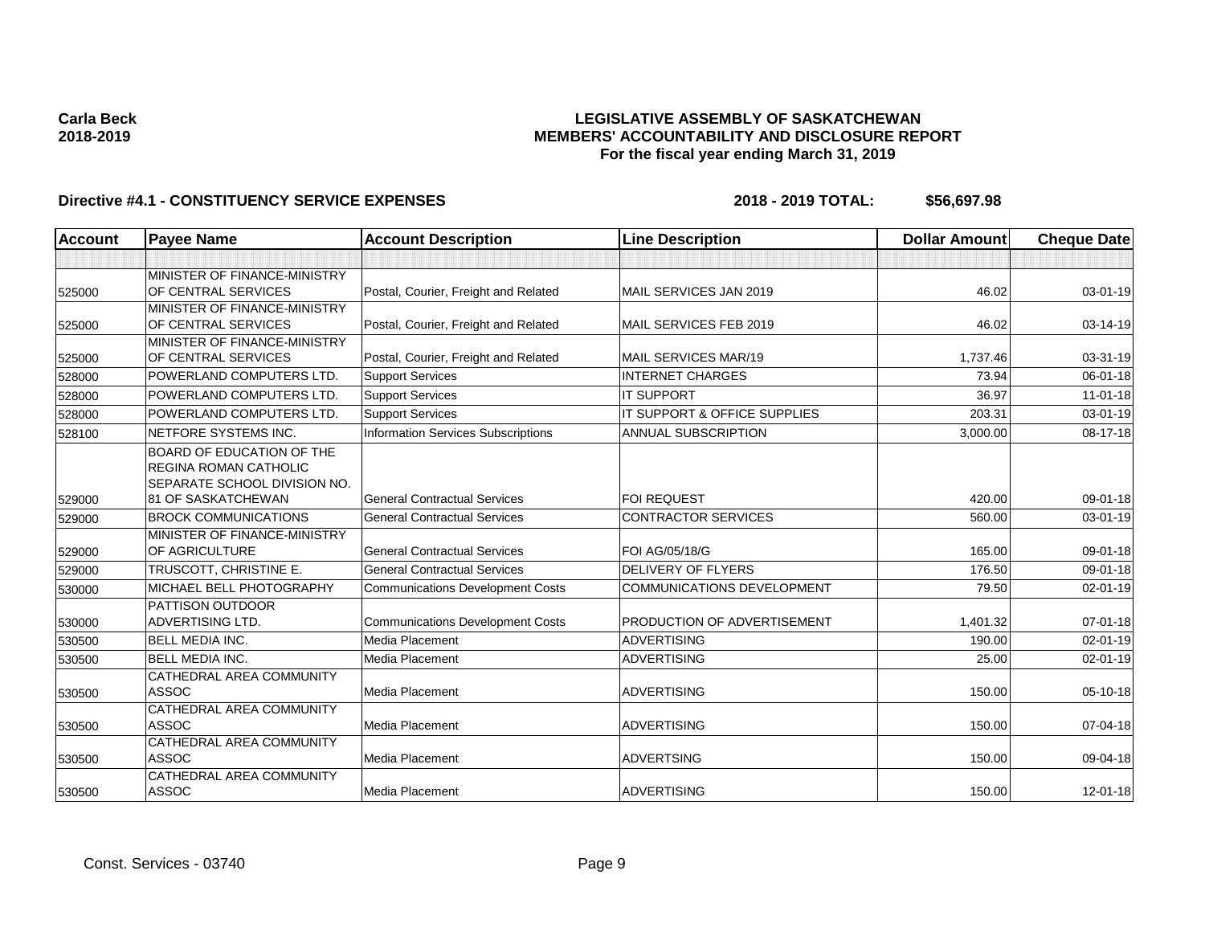**Carla Beck**
**2018-2019**

# LEGISLATIVE ASSEMBLY OF SASKATCHEWAN
## MEMBERS' ACCOUNTABILITY AND DISCLOSURE REPORT
### For the fiscal year ending March 31, 2019

**Directive #4.1 - CONSTITUENCY SERVICE EXPENSES** **2018 - 2019 TOTAL: $56,697.98**

| Account | Payee Name | Account Description | Line Description | Dollar Amount | Cheque Date |
|---|---|---|---|---|---|
| | | | | | |
| 525000 | MINISTER OF FINANCE-MINISTRY OF CENTRAL SERVICES | Postal, Courier, Freight and Related | MAIL SERVICES JAN 2019 | 46.02 | 03-01-19 |
| 525000 | MINISTER OF FINANCE-MINISTRY OF CENTRAL SERVICES | Postal, Courier, Freight and Related | MAIL SERVICES FEB 2019 | 46.02 | 03-14-19 |
| 525000 | MINISTER OF FINANCE-MINISTRY OF CENTRAL SERVICES | Postal, Courier, Freight and Related | MAIL SERVICES MAR/19 | 1,737.46 | 03-31-19 |
| 528000 | POWERLAND COMPUTERS LTD. | Support Services | INTERNET CHARGES | 73.94 | 06-01-18 |
| 528000 | POWERLAND COMPUTERS LTD. | Support Services | IT SUPPORT | 36.97 | 11-01-18 |
| 528000 | POWERLAND COMPUTERS LTD. | Support Services | IT SUPPORT & OFFICE SUPPLIES | 203.31 | 03-01-19 |
| 528100 | NETFORE SYSTEMS INC. | Information Services Subscriptions | ANNUAL SUBSCRIPTION | 3,000.00 | 08-17-18 |
| 529000 | BOARD OF EDUCATION OF THE REGINA ROMAN CATHOLIC SEPARATE SCHOOL DIVISION NO. 81 OF SASKATCHEWAN | General Contractual Services | FOI REQUEST | 420.00 | 09-01-18 |
| 529000 | BROCK COMMUNICATIONS | General Contractual Services | CONTRACTOR SERVICES | 560.00 | 03-01-19 |
| 529000 | MINISTER OF FINANCE-MINISTRY OF AGRICULTURE | General Contractual Services | FOI AG/05/18/G | 165.00 | 09-01-18 |
| 529000 | TRUSCOTT, CHRISTINE E. | General Contractual Services | DELIVERY OF FLYERS | 176.50 | 09-01-18 |
| 530000 | MICHAEL BELL PHOTOGRAPHY | Communications Development Costs | COMMUNICATIONS DEVELOPMENT | 79.50 | 02-01-19 |
| 530000 | PATTISON OUTDOOR ADVERTISING LTD. | Communications Development Costs | PRODUCTION OF ADVERTISEMENT | 1,401.32 | 07-01-18 |
| 530500 | BELL MEDIA INC. | Media Placement | ADVERTISING | 190.00 | 02-01-19 |
| 530500 | BELL MEDIA INC. | Media Placement | ADVERTISING | 25.00 | 02-01-19 |
| 530500 | CATHEDRAL AREA COMMUNITY ASSOC | Media Placement | ADVERTISING | 150.00 | 05-10-18 |
| 530500 | CATHEDRAL AREA COMMUNITY ASSOC | Media Placement | ADVERTISING | 150.00 | 07-04-18 |
| 530500 | CATHEDRAL AREA COMMUNITY ASSOC | Media Placement | ADVERTSING | 150.00 | 09-04-18 |
| 530500 | CATHEDRAL AREA COMMUNITY ASSOC | Media Placement | ADVERTISING | 150.00 | 12-01-18 |

Const. Services - 03740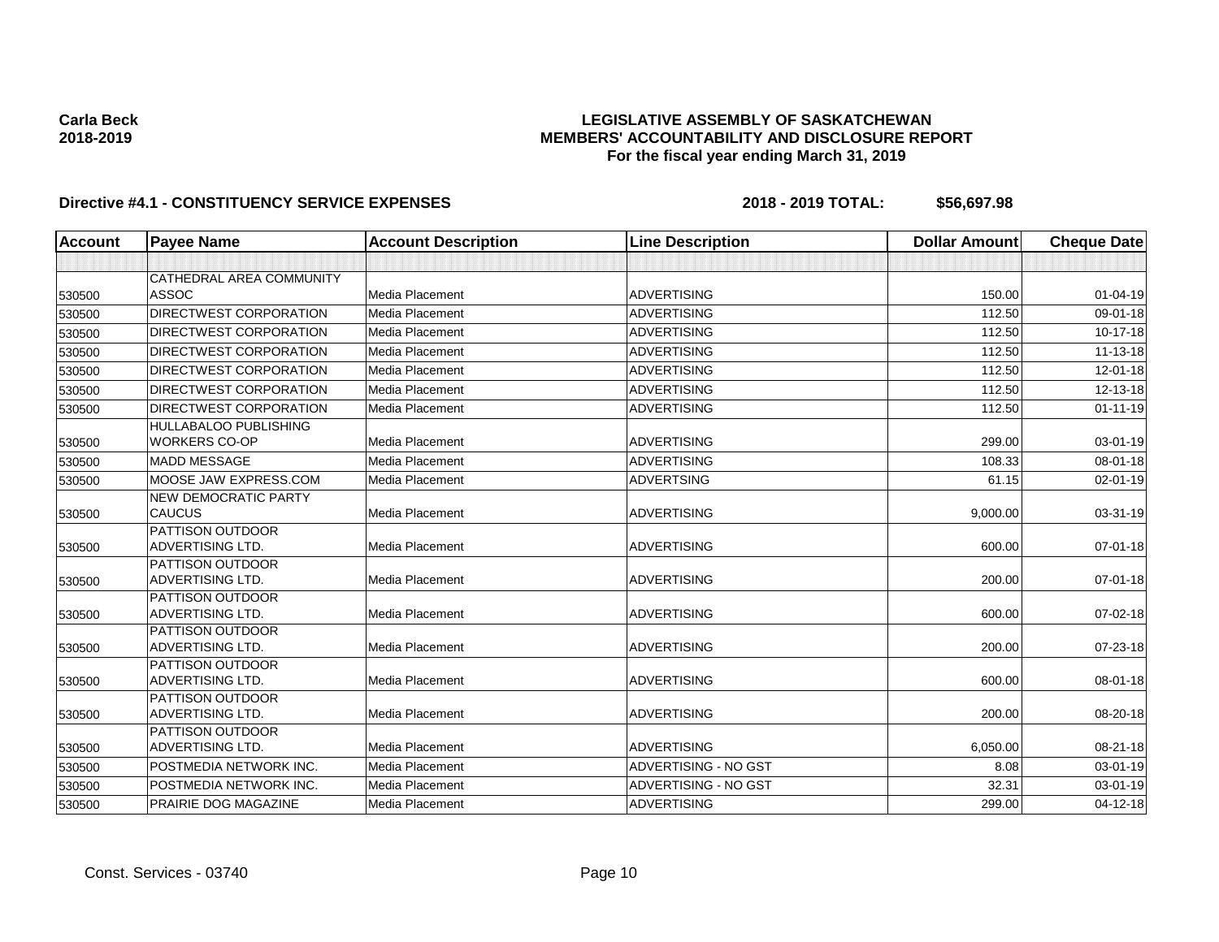**Carla Beck**
**2018-2019**

# LEGISLATIVE ASSEMBLY OF SASKATCHEWAN
## MEMBERS' ACCOUNTABILITY AND DISCLOSURE REPORT
### For the fiscal year ending March 31, 2019

**Directive #4.1 - CONSTITUENCY SERVICE EXPENSES** **2018 - 2019 TOTAL: $56,697.98**

| Account | Payee Name | Account Description | Line Description | Dollar Amount | Cheque Date |
|---|---|---|---|---|---|
| | | | | | |
| 530500 | CATHEDRAL AREA COMMUNITY ASSOC | Media Placement | ADVERTISING | 150.00 | 01-04-19 |
| 530500 | DIRECTWEST CORPORATION | Media Placement | ADVERTISING | 112.50 | 09-01-18 |
| 530500 | DIRECTWEST CORPORATION | Media Placement | ADVERTISING | 112.50 | 10-17-18 |
| 530500 | DIRECTWEST CORPORATION | Media Placement | ADVERTISING | 112.50 | 11-13-18 |
| 530500 | DIRECTWEST CORPORATION | Media Placement | ADVERTISING | 112.50 | 12-01-18 |
| 530500 | DIRECTWEST CORPORATION | Media Placement | ADVERTISING | 112.50 | 12-13-18 |
| 530500 | DIRECTWEST CORPORATION | Media Placement | ADVERTISING | 112.50 | 01-11-19 |
| 530500 | HULLABALOO PUBLISHING WORKERS CO-OP | Media Placement | ADVERTISING | 299.00 | 03-01-19 |
| 530500 | MADD MESSAGE | Media Placement | ADVERTISING | 108.33 | 08-01-18 |
| 530500 | MOOSE JAW EXPRESS.COM | Media Placement | ADVERTSING | 61.15 | 02-01-19 |
| 530500 | NEW DEMOCRATIC PARTY CAUCUS | Media Placement | ADVERTISING | 9,000.00 | 03-31-19 |
| 530500 | PATTISON OUTDOOR ADVERTISING LTD. | Media Placement | ADVERTISING | 600.00 | 07-01-18 |
| 530500 | PATTISON OUTDOOR ADVERTISING LTD. | Media Placement | ADVERTISING | 200.00 | 07-01-18 |
| 530500 | PATTISON OUTDOOR ADVERTISING LTD. | Media Placement | ADVERTISING | 600.00 | 07-02-18 |
| 530500 | PATTISON OUTDOOR ADVERTISING LTD. | Media Placement | ADVERTISING | 200.00 | 07-23-18 |
| 530500 | PATTISON OUTDOOR ADVERTISING LTD. | Media Placement | ADVERTISING | 600.00 | 08-01-18 |
| 530500 | PATTISON OUTDOOR ADVERTISING LTD. | Media Placement | ADVERTISING | 200.00 | 08-20-18 |
| 530500 | PATTISON OUTDOOR ADVERTISING LTD. | Media Placement | ADVERTISING | 6,050.00 | 08-21-18 |
| 530500 | POSTMEDIA NETWORK INC. | Media Placement | ADVERTISING - NO GST | 8.08 | 03-01-19 |
| 530500 | POSTMEDIA NETWORK INC. | Media Placement | ADVERTISING - NO GST | 32.31 | 03-01-19 |
| 530500 | PRAIRIE DOG MAGAZINE | Media Placement | ADVERTISING | 299.00 | 04-12-18 |

Const. Services - 03740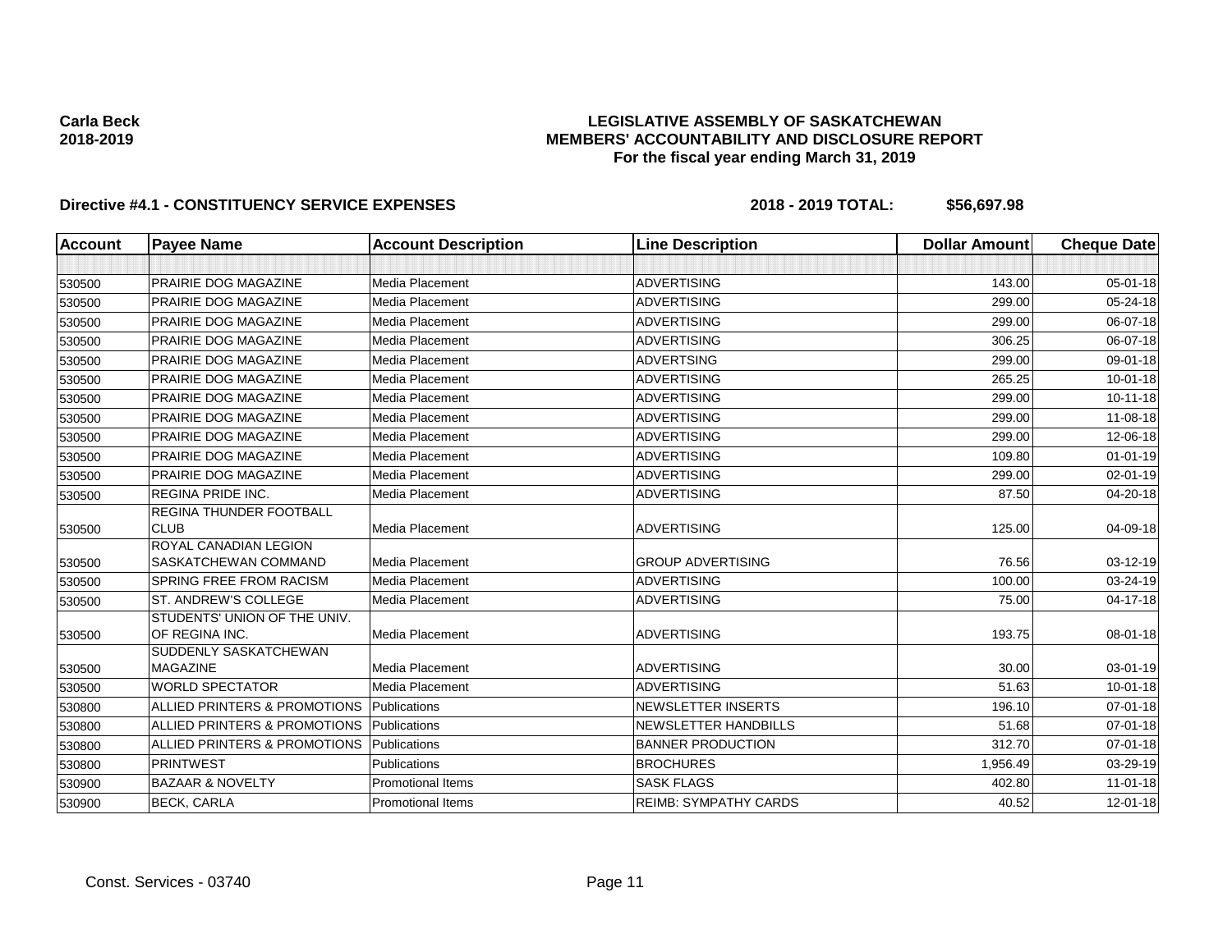**Carla Beck**
**2018-2019**

**LEGISLATIVE ASSEMBLY OF SASKATCHEWAN**
**MEMBERS' ACCOUNTABILITY AND DISCLOSURE REPORT**
**For the fiscal year ending March 31, 2019**

**Directive #4.1 - CONSTITUENCY SERVICE EXPENSES** **2018 - 2019 TOTAL: $56,697.98**

| Account | Payee Name | Account Description | Line Description | Dollar Amount | Cheque Date |
|---|---|---|---|---|---|
| | | | | | |
| 530500 | PRAIRIE DOG MAGAZINE | Media Placement | ADVERTISING | 143.00 | 05-01-18 |
| 530500 | PRAIRIE DOG MAGAZINE | Media Placement | ADVERTISING | 299.00 | 05-24-18 |
| 530500 | PRAIRIE DOG MAGAZINE | Media Placement | ADVERTISING | 299.00 | 06-07-18 |
| 530500 | PRAIRIE DOG MAGAZINE | Media Placement | ADVERTISING | 306.25 | 06-07-18 |
| 530500 | PRAIRIE DOG MAGAZINE | Media Placement | ADVERTSING | 299.00 | 09-01-18 |
| 530500 | PRAIRIE DOG MAGAZINE | Media Placement | ADVERTISING | 265.25 | 10-01-18 |
| 530500 | PRAIRIE DOG MAGAZINE | Media Placement | ADVERTISING | 299.00 | 10-11-18 |
| 530500 | PRAIRIE DOG MAGAZINE | Media Placement | ADVERTISING | 299.00 | 11-08-18 |
| 530500 | PRAIRIE DOG MAGAZINE | Media Placement | ADVERTISING | 299.00 | 12-06-18 |
| 530500 | PRAIRIE DOG MAGAZINE | Media Placement | ADVERTISING | 109.80 | 01-01-19 |
| 530500 | PRAIRIE DOG MAGAZINE | Media Placement | ADVERTISING | 299.00 | 02-01-19 |
| 530500 | REGINA PRIDE INC. | Media Placement | ADVERTISING | 87.50 | 04-20-18 |
| 530500 | REGINA THUNDER FOOTBALL CLUB | Media Placement | ADVERTISING | 125.00 | 04-09-18 |
| 530500 | ROYAL CANADIAN LEGION SASKATCHEWAN COMMAND | Media Placement | GROUP ADVERTISING | 76.56 | 03-12-19 |
| 530500 | SPRING FREE FROM RACISM | Media Placement | ADVERTISING | 100.00 | 03-24-19 |
| 530500 | ST. ANDREW'S COLLEGE | Media Placement | ADVERTISING | 75.00 | 04-17-18 |
| 530500 | STUDENTS' UNION OF THE UNIV. OF REGINA INC. | Media Placement | ADVERTISING | 193.75 | 08-01-18 |
| 530500 | SUDDENLY SASKATCHEWAN MAGAZINE | Media Placement | ADVERTISING | 30.00 | 03-01-19 |
| 530500 | WORLD SPECTATOR | Media Placement | ADVERTISING | 51.63 | 10-01-18 |
| 530800 | ALLIED PRINTERS & PROMOTIONS | Publications | NEWSLETTER INSERTS | 196.10 | 07-01-18 |
| 530800 | ALLIED PRINTERS & PROMOTIONS | Publications | NEWSLETTER HANDBILLS | 51.68 | 07-01-18 |
| 530800 | ALLIED PRINTERS & PROMOTIONS | Publications | BANNER PRODUCTION | 312.70 | 07-01-18 |
| 530800 | PRINTWEST | Publications | BROCHURES | 1,956.49 | 03-29-19 |
| 530900 | BAZAAR & NOVELTY | Promotional Items | SASK FLAGS | 402.80 | 11-01-18 |
| 530900 | BECK, CARLA | Promotional Items | REIMB: SYMPATHY CARDS | 40.52 | 12-01-18 |

Const. Services - 03740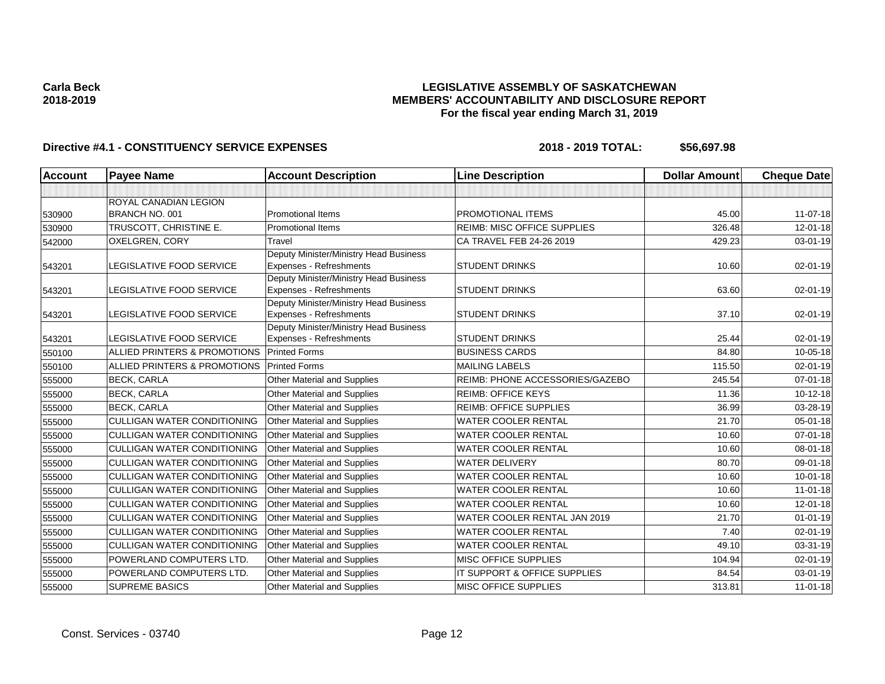**Carla Beck**
**2018-2019**

# LEGISLATIVE ASSEMBLY OF SASKATCHEWAN
## MEMBERS' ACCOUNTABILITY AND DISCLOSURE REPORT
### For the fiscal year ending March 31, 2019

**Directive #4.1 - CONSTITUENCY SERVICE EXPENSES** **2018 - 2019 TOTAL: $56,697.98**

| Account | Payee Name | Account Description | Line Description | Dollar Amount | Cheque Date |
|---|---|---|---|---|---|
| | | | | | |
| 530900 | ROYAL CANADIAN LEGION BRANCH NO. 001 | Promotional Items | PROMOTIONAL ITEMS | 45.00 | 11-07-18 |
| 530900 | TRUSCOTT, CHRISTINE E. | Promotional Items | REIMB: MISC OFFICE SUPPLIES | 326.48 | 12-01-18 |
| 542000 | OXELGREN, CORY | Travel | CA TRAVEL FEB 24-26 2019 | 429.23 | 03-01-19 |
| 543201 | LEGISLATIVE FOOD SERVICE | Deputy Minister/Ministry Head Business Expenses - Refreshments | STUDENT DRINKS | 10.60 | 02-01-19 |
| 543201 | LEGISLATIVE FOOD SERVICE | Deputy Minister/Ministry Head Business Expenses - Refreshments | STUDENT DRINKS | 63.60 | 02-01-19 |
| 543201 | LEGISLATIVE FOOD SERVICE | Deputy Minister/Ministry Head Business Expenses - Refreshments | STUDENT DRINKS | 37.10 | 02-01-19 |
| 543201 | LEGISLATIVE FOOD SERVICE | Deputy Minister/Ministry Head Business Expenses - Refreshments | STUDENT DRINKS | 25.44 | 02-01-19 |
| 550100 | ALLIED PRINTERS & PROMOTIONS | Printed Forms | BUSINESS CARDS | 84.80 | 10-05-18 |
| 550100 | ALLIED PRINTERS & PROMOTIONS | Printed Forms | MAILING LABELS | 115.50 | 02-01-19 |
| 555000 | BECK, CARLA | Other Material and Supplies | REIMB: PHONE ACCESSORIES/GAZEBO | 245.54 | 07-01-18 |
| 555000 | BECK, CARLA | Other Material and Supplies | REIMB: OFFICE KEYS | 11.36 | 10-12-18 |
| 555000 | BECK, CARLA | Other Material and Supplies | REIMB: OFFICE SUPPLIES | 36.99 | 03-28-19 |
| 555000 | CULLIGAN WATER CONDITIONING | Other Material and Supplies | WATER COOLER RENTAL | 21.70 | 05-01-18 |
| 555000 | CULLIGAN WATER CONDITIONING | Other Material and Supplies | WATER COOLER RENTAL | 10.60 | 07-01-18 |
| 555000 | CULLIGAN WATER CONDITIONING | Other Material and Supplies | WATER COOLER RENTAL | 10.60 | 08-01-18 |
| 555000 | CULLIGAN WATER CONDITIONING | Other Material and Supplies | WATER DELIVERY | 80.70 | 09-01-18 |
| 555000 | CULLIGAN WATER CONDITIONING | Other Material and Supplies | WATER COOLER RENTAL | 10.60 | 10-01-18 |
| 555000 | CULLIGAN WATER CONDITIONING | Other Material and Supplies | WATER COOLER RENTAL | 10.60 | 11-01-18 |
| 555000 | CULLIGAN WATER CONDITIONING | Other Material and Supplies | WATER COOLER RENTAL | 10.60 | 12-01-18 |
| 555000 | CULLIGAN WATER CONDITIONING | Other Material and Supplies | WATER COOLER RENTAL JAN 2019 | 21.70 | 01-01-19 |
| 555000 | CULLIGAN WATER CONDITIONING | Other Material and Supplies | WATER COOLER RENTAL | 7.40 | 02-01-19 |
| 555000 | CULLIGAN WATER CONDITIONING | Other Material and Supplies | WATER COOLER RENTAL | 49.10 | 03-31-19 |
| 555000 | POWERLAND COMPUTERS LTD. | Other Material and Supplies | MISC OFFICE SUPPLIES | 104.94 | 02-01-19 |
| 555000 | POWERLAND COMPUTERS LTD. | Other Material and Supplies | IT SUPPORT & OFFICE SUPPLIES | 84.54 | 03-01-19 |
| 555000 | SUPREME BASICS | Other Material and Supplies | MISC OFFICE SUPPLIES | 313.81 | 11-01-18 |

Const. Services - 03740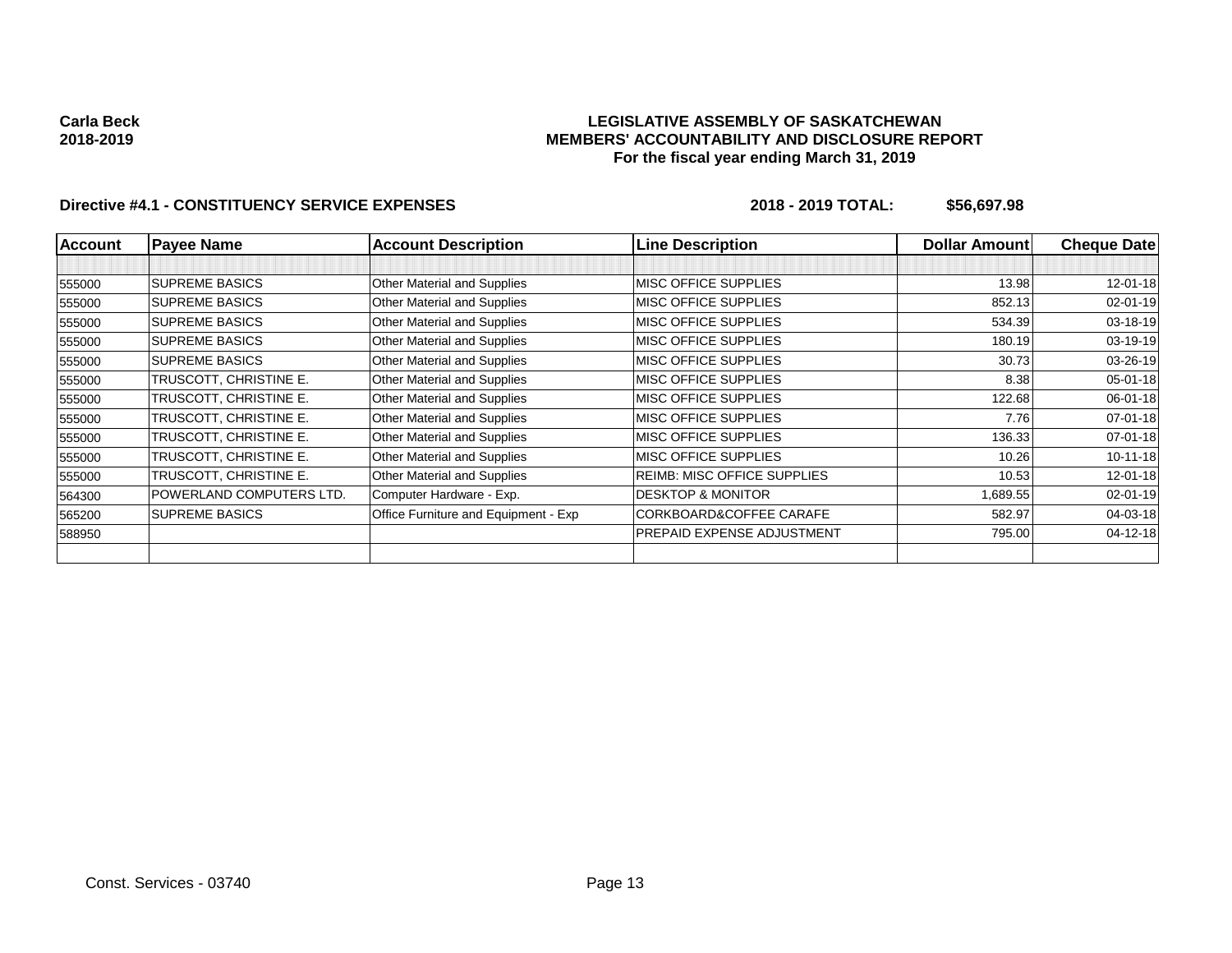**Carla Beck**
**2018-2019**

**LEGISLATIVE ASSEMBLY OF SASKATCHEWAN**
**MEMBERS' ACCOUNTABILITY AND DISCLOSURE REPORT**
**For the fiscal year ending March 31, 2019**

**Directive #4.1 - CONSTITUENCY SERVICE EXPENSES** **2018 - 2019 TOTAL: $56,697.98**

| Account | Payee Name | Account Description | Line Description | Dollar Amount | Cheque Date |
|---|---|---|---|---|---|
| | | | | | |
| 555000 | SUPREME BASICS | Other Material and Supplies | MISC OFFICE SUPPLIES | 13.98 | 12-01-18 |
| 555000 | SUPREME BASICS | Other Material and Supplies | MISC OFFICE SUPPLIES | 852.13 | 02-01-19 |
| 555000 | SUPREME BASICS | Other Material and Supplies | MISC OFFICE SUPPLIES | 534.39 | 03-18-19 |
| 555000 | SUPREME BASICS | Other Material and Supplies | MISC OFFICE SUPPLIES | 180.19 | 03-19-19 |
| 555000 | SUPREME BASICS | Other Material and Supplies | MISC OFFICE SUPPLIES | 30.73 | 03-26-19 |
| 555000 | TRUSCOTT, CHRISTINE E. | Other Material and Supplies | MISC OFFICE SUPPLIES | 8.38 | 05-01-18 |
| 555000 | TRUSCOTT, CHRISTINE E. | Other Material and Supplies | MISC OFFICE SUPPLIES | 122.68 | 06-01-18 |
| 555000 | TRUSCOTT, CHRISTINE E. | Other Material and Supplies | MISC OFFICE SUPPLIES | 7.76 | 07-01-18 |
| 555000 | TRUSCOTT, CHRISTINE E. | Other Material and Supplies | MISC OFFICE SUPPLIES | 136.33 | 07-01-18 |
| 555000 | TRUSCOTT, CHRISTINE E. | Other Material and Supplies | MISC OFFICE SUPPLIES | 10.26 | 10-11-18 |
| 555000 | TRUSCOTT, CHRISTINE E. | Other Material and Supplies | REIMB: MISC OFFICE SUPPLIES | 10.53 | 12-01-18 |
| 564300 | POWERLAND COMPUTERS LTD. | Computer Hardware - Exp. | DESKTOP & MONITOR | 1,689.55 | 02-01-19 |
| 565200 | SUPREME BASICS | Office Furniture and Equipment - Exp | CORKBOARD&COFFEE CARAFE | 582.97 | 04-03-18 |
| 588950 | | | PREPAID EXPENSE ADJUSTMENT | 795.00 | 04-12-18 |
| | | | | | |

Const. Services - 03740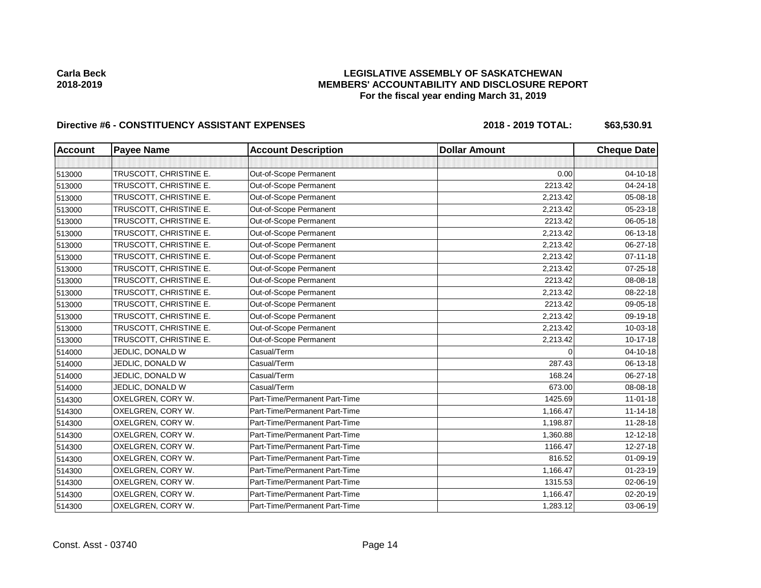Carla Beck
2018-2019

**LEGISLATIVE ASSEMBLY OF SASKATCHEWAN**
**MEMBERS' ACCOUNTABILITY AND DISCLOSURE REPORT**
**For the fiscal year ending March 31, 2019**

**Directive #6 - CONSTITUENCY ASSISTANT EXPENSES** **2018 - 2019 TOTAL: $63,530.91**

| Account | Payee Name | Account Description | Dollar Amount | Cheque Date |
|---|---|---|---|---|
| | | | | |
| 513000 | TRUSCOTT, CHRISTINE E. | Out-of-Scope Permanent | 0.00 | 04-10-18 |
| 513000 | TRUSCOTT, CHRISTINE E. | Out-of-Scope Permanent | 2213.42 | 04-24-18 |
| 513000 | TRUSCOTT, CHRISTINE E. | Out-of-Scope Permanent | 2,213.42 | 05-08-18 |
| 513000 | TRUSCOTT, CHRISTINE E. | Out-of-Scope Permanent | 2,213.42 | 05-23-18 |
| 513000 | TRUSCOTT, CHRISTINE E. | Out-of-Scope Permanent | 2213.42 | 06-05-18 |
| 513000 | TRUSCOTT, CHRISTINE E. | Out-of-Scope Permanent | 2,213.42 | 06-13-18 |
| 513000 | TRUSCOTT, CHRISTINE E. | Out-of-Scope Permanent | 2,213.42 | 06-27-18 |
| 513000 | TRUSCOTT, CHRISTINE E. | Out-of-Scope Permanent | 2,213.42 | 07-11-18 |
| 513000 | TRUSCOTT, CHRISTINE E. | Out-of-Scope Permanent | 2,213.42 | 07-25-18 |
| 513000 | TRUSCOTT, CHRISTINE E. | Out-of-Scope Permanent | 2213.42 | 08-08-18 |
| 513000 | TRUSCOTT, CHRISTINE E. | Out-of-Scope Permanent | 2,213.42 | 08-22-18 |
| 513000 | TRUSCOTT, CHRISTINE E. | Out-of-Scope Permanent | 2213.42 | 09-05-18 |
| 513000 | TRUSCOTT, CHRISTINE E. | Out-of-Scope Permanent | 2,213.42 | 09-19-18 |
| 513000 | TRUSCOTT, CHRISTINE E. | Out-of-Scope Permanent | 2,213.42 | 10-03-18 |
| 513000 | TRUSCOTT, CHRISTINE E. | Out-of-Scope Permanent | 2,213.42 | 10-17-18 |
| 514000 | JEDLIC, DONALD W | Casual/Term | 0 | 04-10-18 |
| 514000 | JEDLIC, DONALD W | Casual/Term | 287.43 | 06-13-18 |
| 514000 | JEDLIC, DONALD W | Casual/Term | 168.24 | 06-27-18 |
| 514000 | JEDLIC, DONALD W | Casual/Term | 673.00 | 08-08-18 |
| 514300 | OXELGREN, CORY W. | Part-Time/Permanent Part-Time | 1425.69 | 11-01-18 |
| 514300 | OXELGREN, CORY W. | Part-Time/Permanent Part-Time | 1,166.47 | 11-14-18 |
| 514300 | OXELGREN, CORY W. | Part-Time/Permanent Part-Time | 1,198.87 | 11-28-18 |
| 514300 | OXELGREN, CORY W. | Part-Time/Permanent Part-Time | 1,360.88 | 12-12-18 |
| 514300 | OXELGREN, CORY W. | Part-Time/Permanent Part-Time | 1166.47 | 12-27-18 |
| 514300 | OXELGREN, CORY W. | Part-Time/Permanent Part-Time | 816.52 | 01-09-19 |
| 514300 | OXELGREN, CORY W. | Part-Time/Permanent Part-Time | 1,166.47 | 01-23-19 |
| 514300 | OXELGREN, CORY W. | Part-Time/Permanent Part-Time | 1315.53 | 02-06-19 |
| 514300 | OXELGREN, CORY W. | Part-Time/Permanent Part-Time | 1,166.47 | 02-20-19 |
| 514300 | OXELGREN, CORY W. | Part-Time/Permanent Part-Time | 1,283.12 | 03-06-19 |

Const. Asst - 03740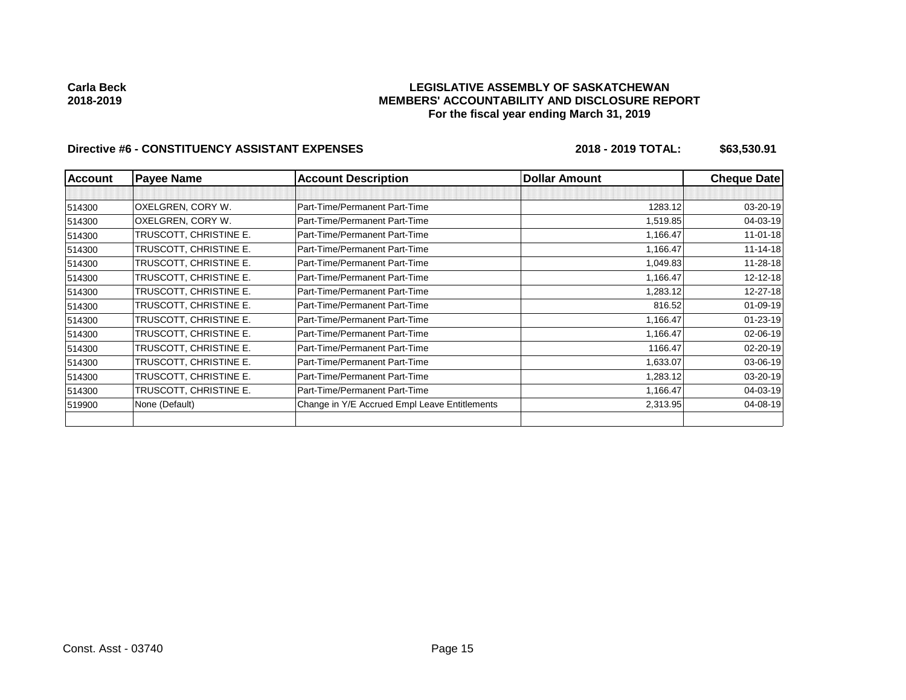**Carla Beck**
**2018-2019**

**LEGISLATIVE ASSEMBLY OF SASKATCHEWAN**
**MEMBERS' ACCOUNTABILITY AND DISCLOSURE REPORT**
**For the fiscal year ending March 31, 2019**

**Directive #6 - CONSTITUENCY ASSISTANT EXPENSES** **2018 - 2019 TOTAL: $63,530.91**

| Account | Payee Name | Account Description | Dollar Amount | Cheque Date |
|---|---|---|---|---|
| | | | | |
| 514300 | OXELGREN, CORY W. | Part-Time/Permanent Part-Time | 1283.12 | 03-20-19 |
| 514300 | OXELGREN, CORY W. | Part-Time/Permanent Part-Time | 1,519.85 | 04-03-19 |
| 514300 | TRUSCOTT, CHRISTINE E. | Part-Time/Permanent Part-Time | 1,166.47 | 11-01-18 |
| 514300 | TRUSCOTT, CHRISTINE E. | Part-Time/Permanent Part-Time | 1,166.47 | 11-14-18 |
| 514300 | TRUSCOTT, CHRISTINE E. | Part-Time/Permanent Part-Time | 1,049.83 | 11-28-18 |
| 514300 | TRUSCOTT, CHRISTINE E. | Part-Time/Permanent Part-Time | 1,166.47 | 12-12-18 |
| 514300 | TRUSCOTT, CHRISTINE E. | Part-Time/Permanent Part-Time | 1,283.12 | 12-27-18 |
| 514300 | TRUSCOTT, CHRISTINE E. | Part-Time/Permanent Part-Time | 816.52 | 01-09-19 |
| 514300 | TRUSCOTT, CHRISTINE E. | Part-Time/Permanent Part-Time | 1,166.47 | 01-23-19 |
| 514300 | TRUSCOTT, CHRISTINE E. | Part-Time/Permanent Part-Time | 1,166.47 | 02-06-19 |
| 514300 | TRUSCOTT, CHRISTINE E. | Part-Time/Permanent Part-Time | 1166.47 | 02-20-19 |
| 514300 | TRUSCOTT, CHRISTINE E. | Part-Time/Permanent Part-Time | 1,633.07 | 03-06-19 |
| 514300 | TRUSCOTT, CHRISTINE E. | Part-Time/Permanent Part-Time | 1,283.12 | 03-20-19 |
| 514300 | TRUSCOTT, CHRISTINE E. | Part-Time/Permanent Part-Time | 1,166.47 | 04-03-19 |
| 519900 | None (Default) | Change in Y/E Accrued Empl Leave Entitlements | 2,313.95 | 04-08-19 |
| | | | | |

Const. Asst - 03740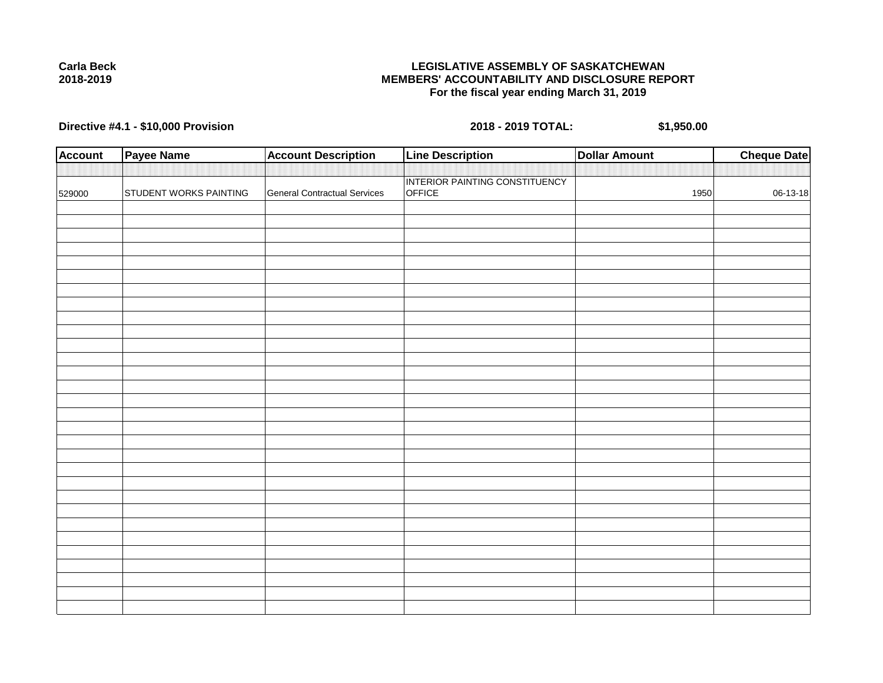**Carla Beck**
**2018-2019**

**LEGISLATIVE ASSEMBLY OF SASKATCHEWAN**
**MEMBERS' ACCOUNTABILITY AND DISCLOSURE REPORT**
**For the fiscal year ending March 31, 2019**

**Directive #4.1 - $10,000 Provision** **2018 - 2019 TOTAL:** **$1,950.00**

| Account | Payee Name | Account Description | Line Description | Dollar Amount | Cheque Date |
|---|---|---|---|---|---|
| 529000 | STUDENT WORKS PAINTING | General Contractual Services | INTERIOR PAINTING CONSTITUENCY OFFICE | 1950 | 06-13-18 |